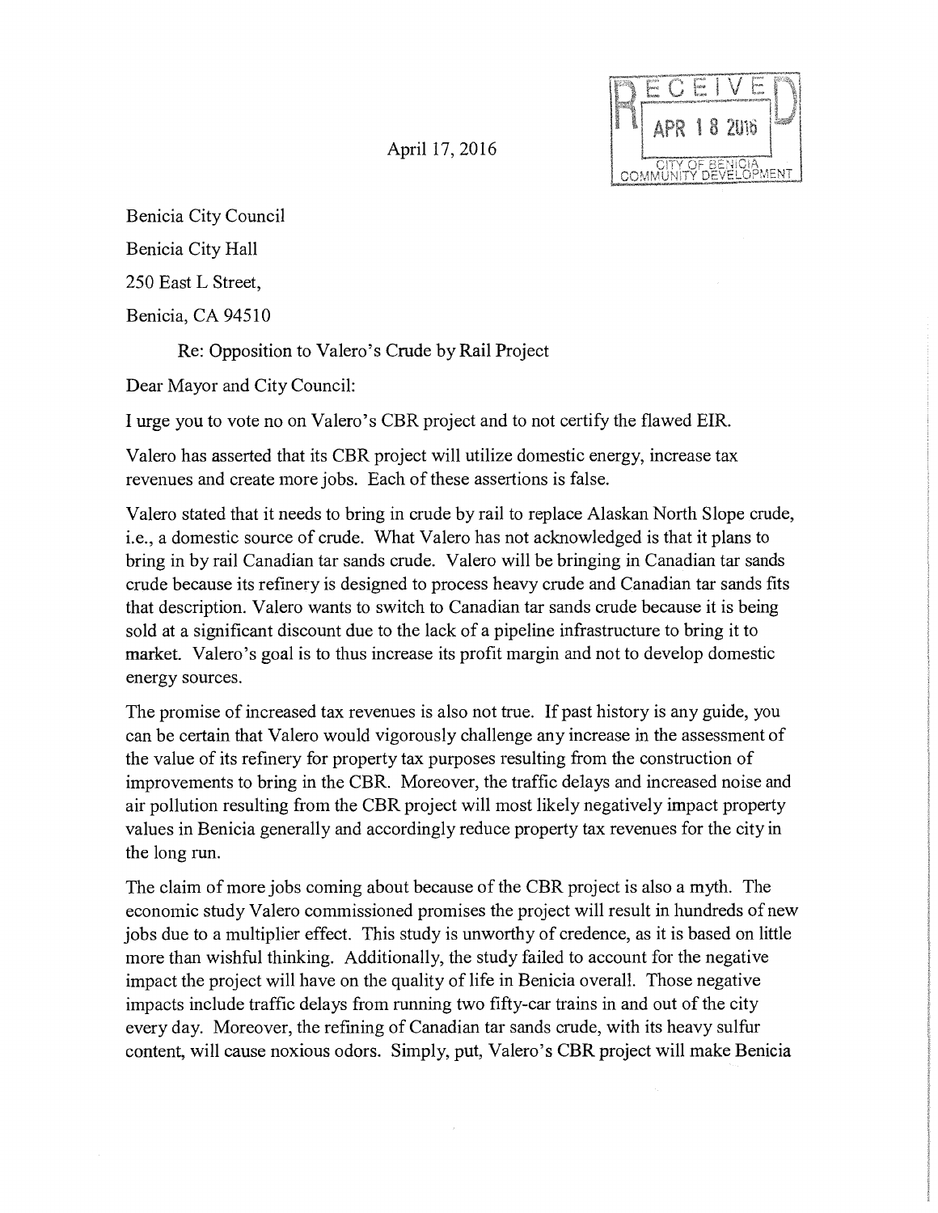RECEIVED
APR 18 2016
CITY OF BENICIA
COMMUNITY DEVELOPMENT

April 17, 2016

Benicia City Council

Benicia City Hall

250 East L Street,

Benicia, CA 94510

Re: Opposition to Valero's Crude by Rail Project

Dear Mayor and City Council:

I urge you to vote no on Valero's CBR project and to not certify the flawed EIR.

Valero has asserted that its CBR project will utilize domestic energy, increase tax revenues and create more jobs. Each of these assertions is false.

Valero stated that it needs to bring in crude by rail to replace Alaskan North Slope crude, i.e., a domestic source of crude. What Valero has not acknowledged is that it plans to bring in by rail Canadian tar sands crude. Valero will be bringing in Canadian tar sands crude because its refinery is designed to process heavy crude and Canadian tar sands fits that description. Valero wants to switch to Canadian tar sands crude because it is being sold at a significant discount due to the lack of a pipeline infrastructure to bring it to market. Valero's goal is to thus increase its profit margin and not to develop domestic energy sources.

The promise of increased tax revenues is also not true. If past history is any guide, you can be certain that Valero would vigorously challenge any increase in the assessment of the value of its refinery for property tax purposes resulting from the construction of improvements to bring in the CBR. Moreover, the traffic delays and increased noise and air pollution resulting from the CBR project will most likely negatively impact property values in Benicia generally and accordingly reduce property tax revenues for the city in the long run.

The claim of more jobs coming about because of the CBR project is also a myth. The economic study Valero commissioned promises the project will result in hundreds of new jobs due to a multiplier effect. This study is unworthy of credence, as it is based on little more than wishful thinking. Additionally, the study failed to account for the negative impact the project will have on the quality of life in Benicia overall. Those negative impacts include traffic delays from running two fifty-car trains in and out of the city every day. Moreover, the refining of Canadian tar sands crude, with its heavy sulfur content, will cause noxious odors. Simply, put, Valero's CBR project will make Benicia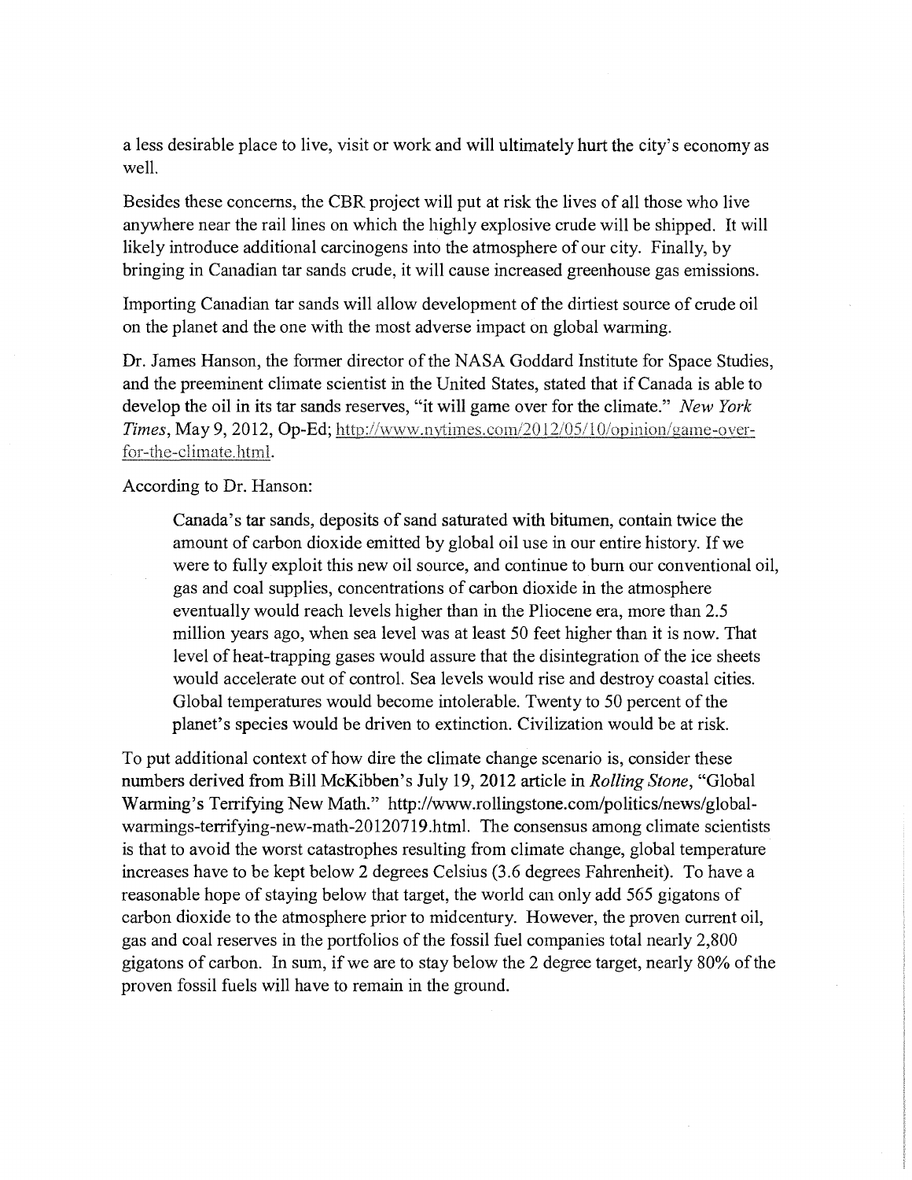a less desirable place to live, visit or work and will ultimately hurt the city's economy as well.

Besides these concerns, the CBR project will put at risk the lives of all those who live anywhere near the rail lines on which the highly explosive crude will be shipped. It will likely introduce additional carcinogens into the atmosphere of our city. Finally, by bringing in Canadian tar sands crude, it will cause increased greenhouse gas emissions.

Importing Canadian tar sands will allow development of the dirtiest source of crude oil on the planet and the one with the most adverse impact on global warming.

Dr. James Hanson, the former director of the NASA Goddard Institute for Space Studies, and the preeminent climate scientist in the United States, stated that if Canada is able to develop the oil in its tar sands reserves, "it will game over for the climate." *New York Times*, May 9, 2012, Op-Ed; http://www.nytimes.com/2012/05/10/opinion/game-over-for-the-climate.html.

According to Dr. Hanson:

> Canada's tar sands, deposits of sand saturated with bitumen, contain twice the amount of carbon dioxide emitted by global oil use in our entire history. If we were to fully exploit this new oil source, and continue to burn our conventional oil, gas and coal supplies, concentrations of carbon dioxide in the atmosphere eventually would reach levels higher than in the Pliocene era, more than 2.5 million years ago, when sea level was at least 50 feet higher than it is now. That level of heat-trapping gases would assure that the disintegration of the ice sheets would accelerate out of control. Sea levels would rise and destroy coastal cities. Global temperatures would become intolerable. Twenty to 50 percent of the planet's species would be driven to extinction. Civilization would be at risk.

To put additional context of how dire the climate change scenario is, consider these numbers derived from Bill McKibben's July 19, 2012 article in *Rolling Stone*, "Global Warming's Terrifying New Math." http://www.rollingstone.com/politics/news/global-warmings-terrifying-new-math-20120719.html. The consensus among climate scientists is that to avoid the worst catastrophes resulting from climate change, global temperature increases have to be kept below 2 degrees Celsius (3.6 degrees Fahrenheit). To have a reasonable hope of staying below that target, the world can only add 565 gigatons of carbon dioxide to the atmosphere prior to midcentury. However, the proven current oil, gas and coal reserves in the portfolios of the fossil fuel companies total nearly 2,800 gigatons of carbon. In sum, if we are to stay below the 2 degree target, nearly 80% of the proven fossil fuels will have to remain in the ground.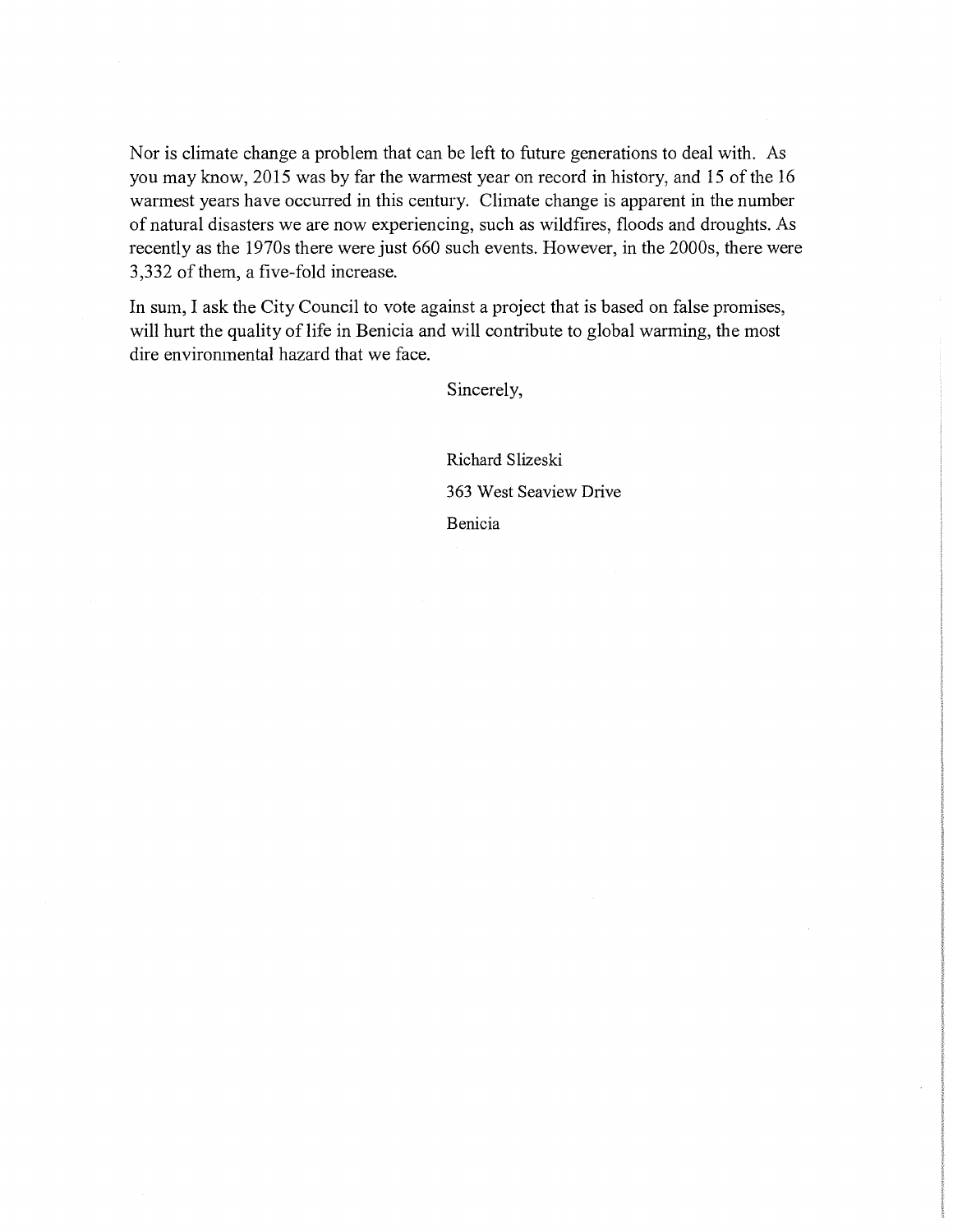Nor is climate change a problem that can be left to future generations to deal with. As you may know, 2015 was by far the warmest year on record in history, and 15 of the 16 warmest years have occurred in this century. Climate change is apparent in the number of natural disasters we are now experiencing, such as wildfires, floods and droughts. As recently as the 1970s there were just 660 such events. However, in the 2000s, there were 3,332 of them, a five-fold increase.

In sum, I ask the City Council to vote against a project that is based on false promises, will hurt the quality of life in Benicia and will contribute to global warming, the most dire environmental hazard that we face.

Sincerely,

Richard Slizeski

363 West Seaview Drive

Benicia